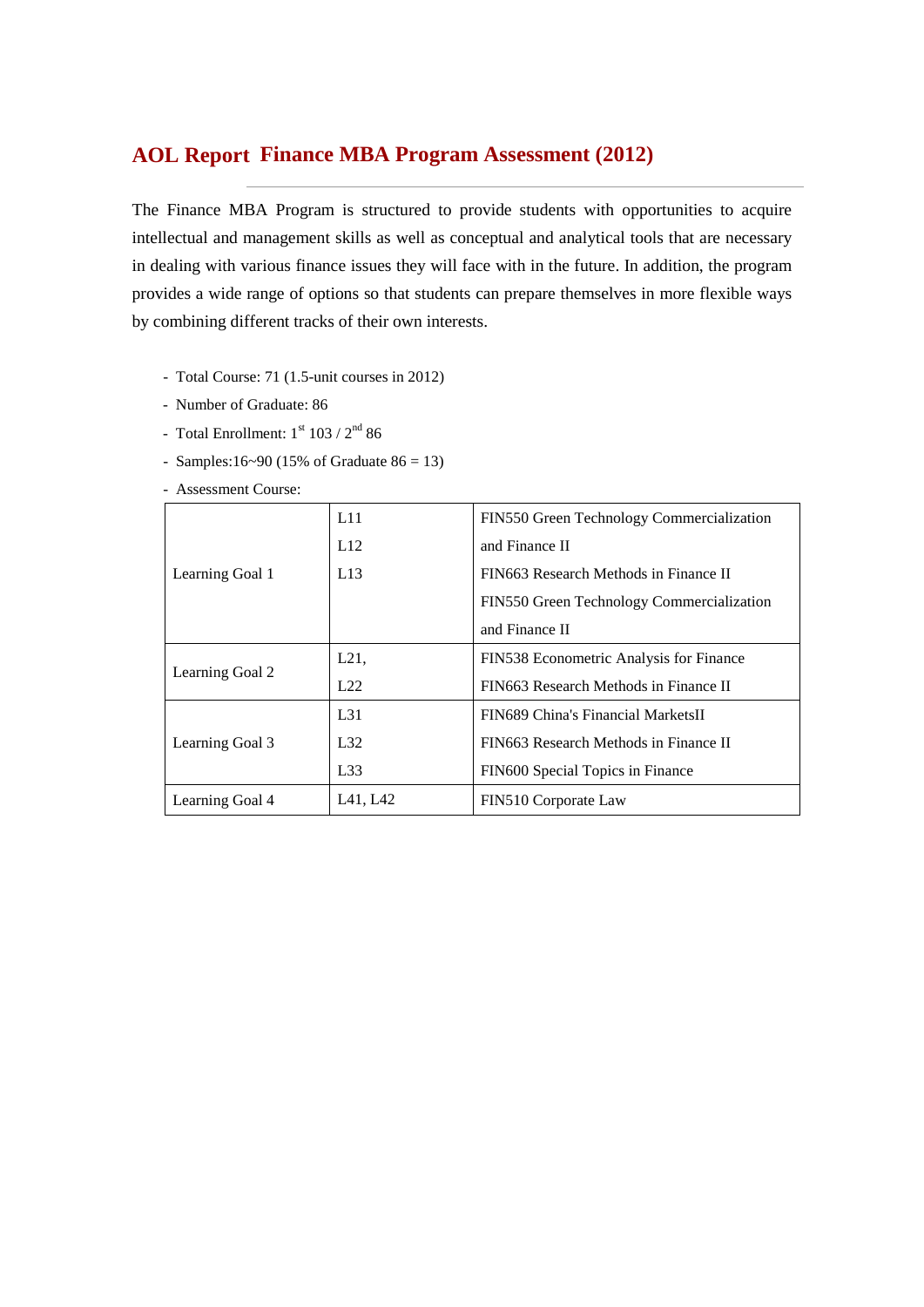# AOL Report Finance MBA Program Assessment (2012)

The Finance MBA Program is structured to provide students with opportunities to acquire intellectual and management skills as well as conceptual and analytical tools that are necessary in dealing with various finance issues they will face with in the future. In addition, the program provides a wide range of options so that students can prepare themselves in more flexible ways by combining different tracks of their own interests.

- Total Course: 71 (1.5-unit courses in 2012)
- Number of Graduate: 86
- Total Enrollment: 1st 103 / 2nd 86
- Samples:16~90 (15% of Graduate 86 = 13)
- Assessment Course:

| | | |
|---|---|---|
| Learning Goal 1 | L11<br>L12<br>L13 | FIN550 Green Technology Commercialization and Finance II<br>FIN663 Research Methods in Finance II<br>FIN550 Green Technology Commercialization and Finance II |
| Learning Goal 2 | L21,<br>L22 | FIN538 Econometric Analysis for Finance<br>FIN663 Research Methods in Finance II |
| Learning Goal 3 | L31<br>L32<br>L33 | FIN689 China's Financial MarketsII<br>FIN663 Research Methods in Finance II<br>FIN600 Special Topics in Finance |
| Learning Goal 4 | L41, L42 | FIN510 Corporate Law |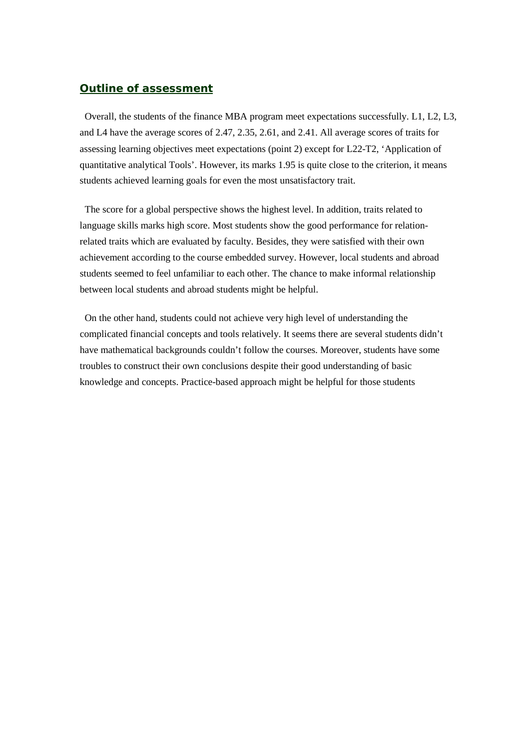## Outline of assessment

Overall, the students of the finance MBA program meet expectations successfully. L1, L2, L3, and L4 have the average scores of 2.47, 2.35, 2.61, and 2.41. All average scores of traits for assessing learning objectives meet expectations (point 2) except for L22-T2, 'Application of quantitative analytical Tools'. However, its marks 1.95 is quite close to the criterion, it means students achieved learning goals for even the most unsatisfactory trait.

The score for a global perspective shows the highest level. In addition, traits related to language skills marks high score. Most students show the good performance for relation-related traits which are evaluated by faculty. Besides, they were satisfied with their own achievement according to the course embedded survey. However, local students and abroad students seemed to feel unfamiliar to each other. The chance to make informal relationship between local students and abroad students might be helpful.

On the other hand, students could not achieve very high level of understanding the complicated financial concepts and tools relatively. It seems there are several students didn't have mathematical backgrounds couldn't follow the courses. Moreover, students have some troubles to construct their own conclusions despite their good understanding of basic knowledge and concepts. Practice-based approach might be helpful for those students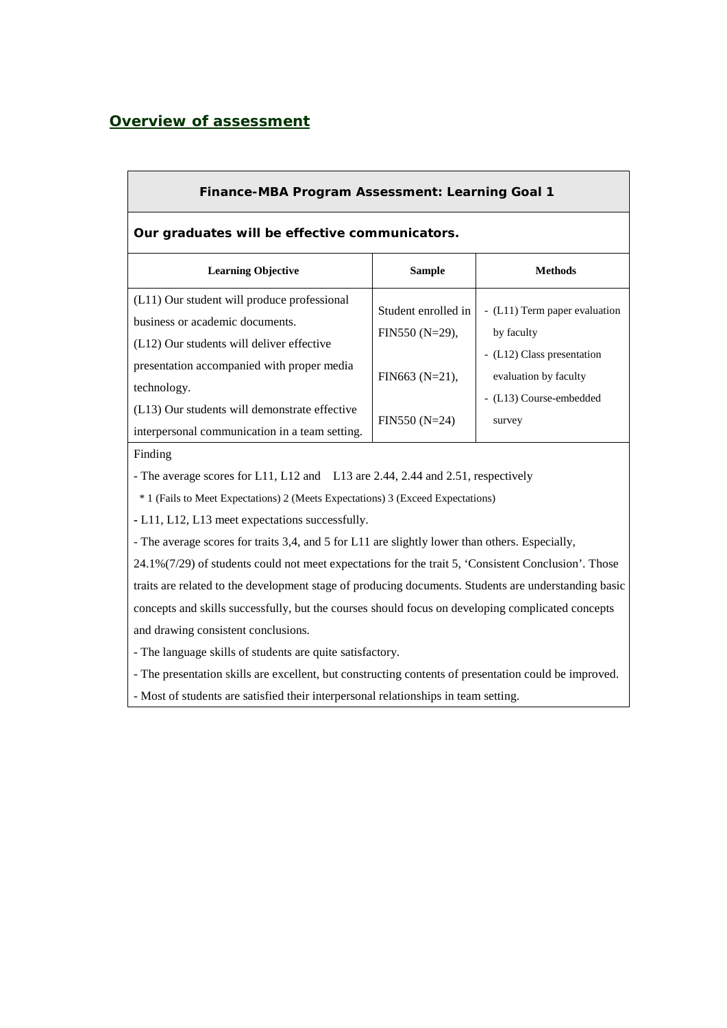## Overview of assessment

**Finance-MBA Program Assessment: Learning Goal 1**

**Our graduates will be effective communicators.**

| Learning Objective | Sample | Methods |
|---|---|---|
| (L11) Our student will produce professional business or academic documents.<br>(L12) Our students will deliver effective presentation accompanied with proper media technology.<br>(L13) Our students will demonstrate effective interpersonal communication in a team setting. | Student enrolled in FIN550 (N=29),<br><br>FIN663 (N=21),<br><br>FIN550 (N=24) | - (L11) Term paper evaluation by faculty<br>- (L12) Class presentation evaluation by faculty<br>- (L13) Course-embedded survey |

Finding

- The average scores for L11, L12 and L13 are 2.44, 2.44 and 2.51, respectively
  * 1 (Fails to Meet Expectations) 2 (Meets Expectations) 3 (Exceed Expectations)
- L11, L12, L13 meet expectations successfully.
- The average scores for traits 3,4, and 5 for L11 are slightly lower than others. Especially, 24.1%(7/29) of students could not meet expectations for the trait 5, 'Consistent Conclusion'. Those traits are related to the development stage of producing documents. Students are understanding basic concepts and skills successfully, but the courses should focus on developing complicated concepts and drawing consistent conclusions.
- The language skills of students are quite satisfactory.
- The presentation skills are excellent, but constructing contents of presentation could be improved.
- Most of students are satisfied their interpersonal relationships in team setting.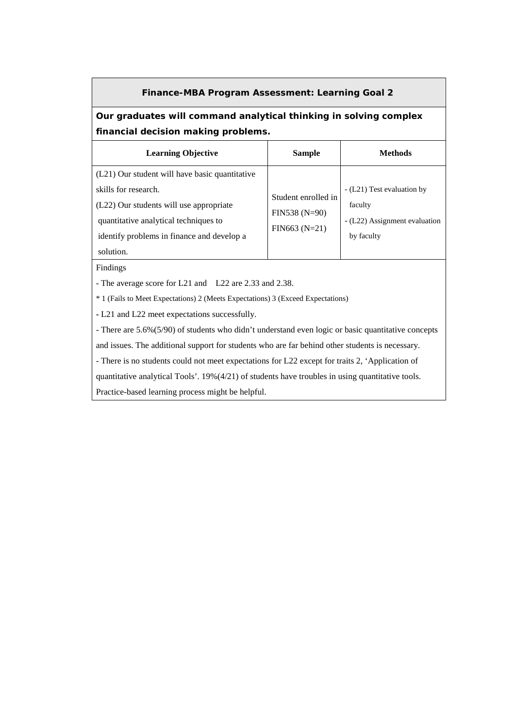## Finance-MBA Program Assessment: Learning Goal 2

**Our graduates will command analytical thinking in solving complex financial decision making problems.**

| Learning Objective | Sample | Methods |
|---|---|---|
| (L21) Our student will have basic quantitative skills for research.<br>(L22) Our students will use appropriate quantitative analytical techniques to identify problems in finance and develop a solution. | Student enrolled in FIN538 (N=90) FIN663 (N=21) | - (L21) Test evaluation by faculty<br>- (L22) Assignment evaluation by faculty |

Findings

- The average score for L21 and L22 are 2.33 and 2.38.

\* 1 (Fails to Meet Expectations) 2 (Meets Expectations) 3 (Exceed Expectations)

- L21 and L22 meet expectations successfully.
- There are 5.6%(5/90) of students who didn't understand even logic or basic quantitative concepts and issues. The additional support for students who are far behind other students is necessary.
- There is no students could not meet expectations for L22 except for traits 2, 'Application of quantitative analytical Tools'. 19%(4/21) of students have troubles in using quantitative tools. Practice-based learning process might be helpful.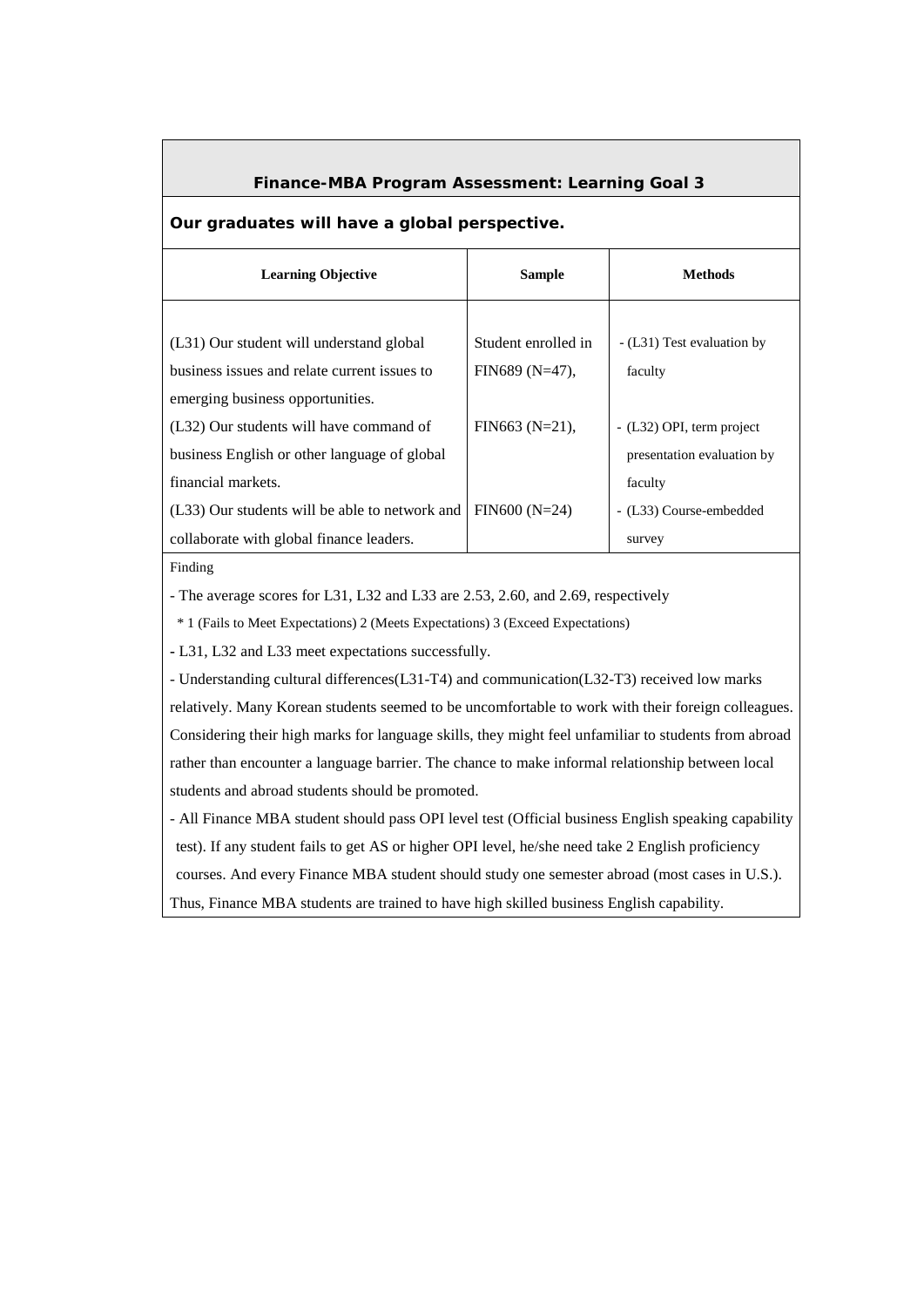## Finance-MBA Program Assessment: Learning Goal 3

**Our graduates will have a global perspective.**

| Learning Objective | Sample | Methods |
|---|---|---|
| (L31) Our student will understand global business issues and relate current issues to emerging business opportunities. | Student enrolled in FIN689 (N=47), | - (L31) Test evaluation by faculty |
| (L32) Our students will have command of business English or other language of global financial markets. | FIN663 (N=21), | - (L32) OPI, term project presentation evaluation by faculty |
| (L33) Our students will be able to network and collaborate with global finance leaders. | FIN600 (N=24) | - (L33) Course-embedded survey |

Finding

- The average scores for L31, L32 and L33 are 2.53, 2.60, and 2.69, respectively

  * 1 (Fails to Meet Expectations) 2 (Meets Expectations) 3 (Exceed Expectations)

- L31, L32 and L33 meet expectations successfully.
- Understanding cultural differences(L31-T4) and communication(L32-T3) received low marks relatively. Many Korean students seemed to be uncomfortable to work with their foreign colleagues. Considering their high marks for language skills, they might feel unfamiliar to students from abroad rather than encounter a language barrier. The chance to make informal relationship between local students and abroad students should be promoted.
- All Finance MBA student should pass OPI level test (Official business English speaking capability test). If any student fails to get AS or higher OPI level, he/she need take 2 English proficiency courses. And every Finance MBA student should study one semester abroad (most cases in U.S.).

Thus, Finance MBA students are trained to have high skilled business English capability.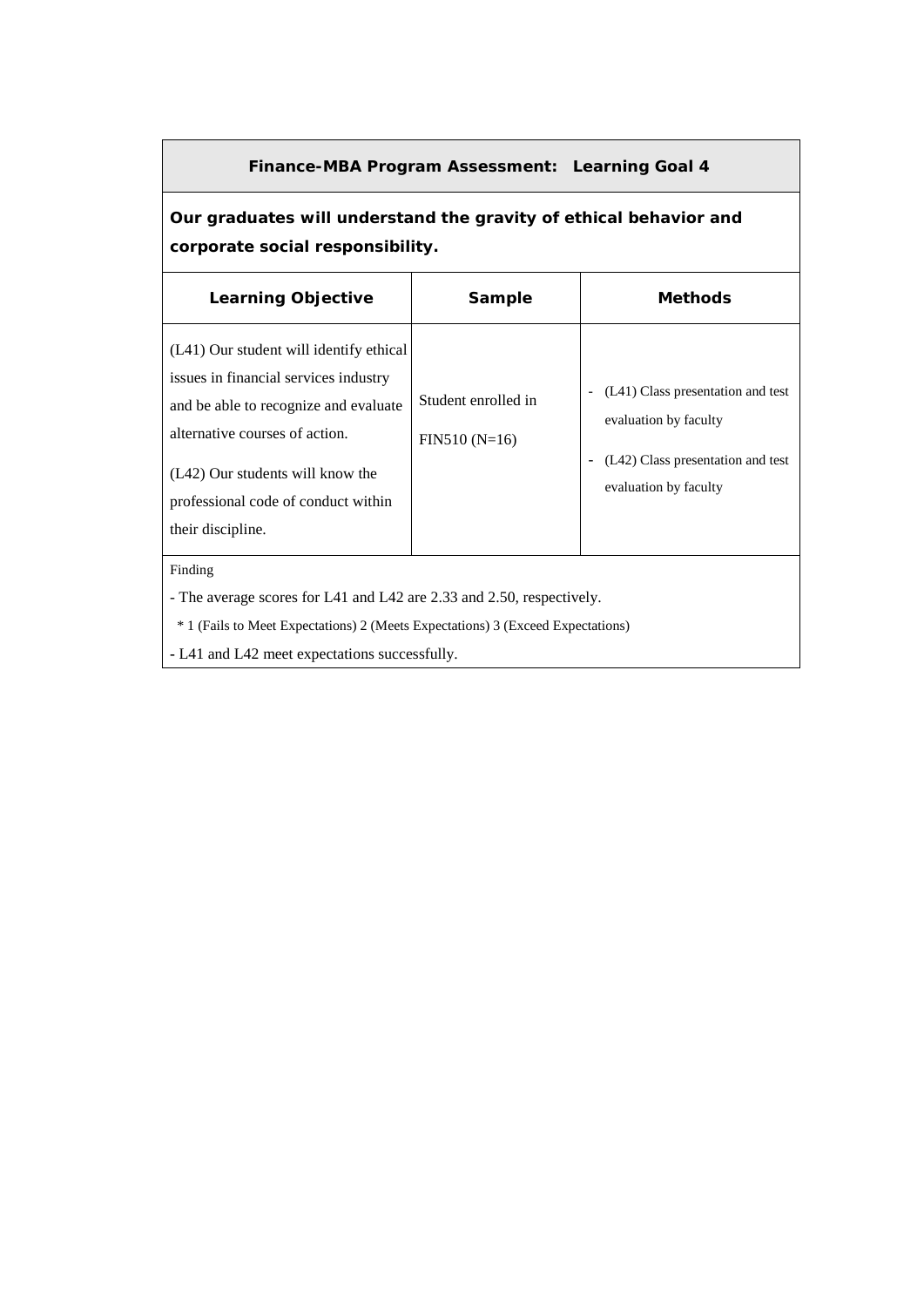**Finance-MBA Program Assessment: Learning Goal 4**

**Our graduates will understand the gravity of ethical behavior and corporate social responsibility.**

| Learning Objective | Sample | Methods |
|---|---|---|
| (L41) Our student will identify ethical issues in financial services industry and be able to recognize and evaluate alternative courses of action.<br><br>(L42) Our students will know the professional code of conduct within their discipline. | Student enrolled in FIN510 (N=16) | - (L41) Class presentation and test evaluation by faculty<br>- (L42) Class presentation and test evaluation by faculty |

Finding

- The average scores for L41 and L42 are 2.33 and 2.50, respectively.

 * 1 (Fails to Meet Expectations) 2 (Meets Expectations) 3 (Exceed Expectations)

- L41 and L42 meet expectations successfully.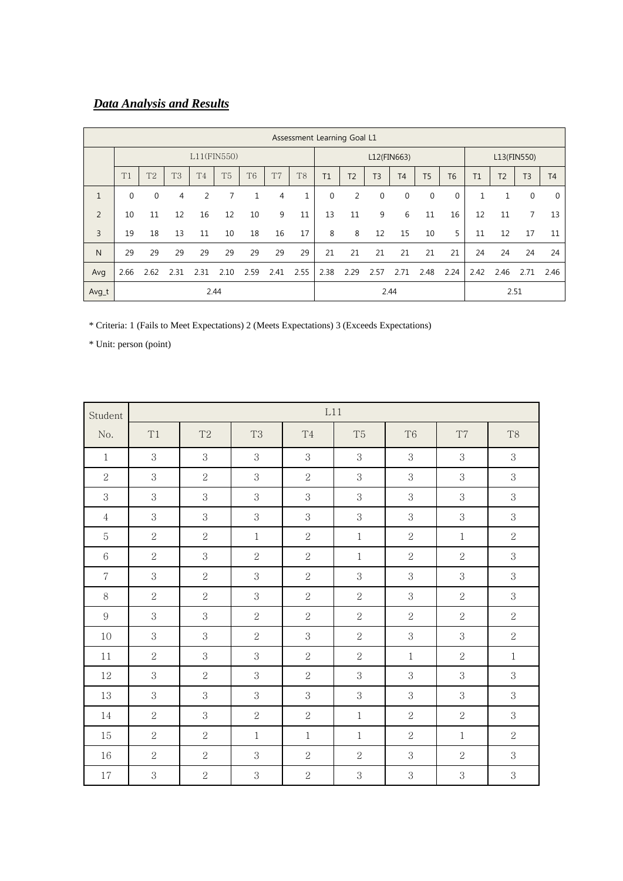## ***Data Analysis and Results***

| | Assessment Learning Goal L1 | | | | | | | | | | | | | | | | | |
|---|---|---|---|---|---|---|---|---|---|---|---|---|---|---|---|---|---|---|
| | L11(FIN550) | | | | | | | | L12(FIN663) | | | | | | L13(FIN550) | | | |
| | T1 | T2 | T3 | T4 | T5 | T6 | T7 | T8 | T1 | T2 | T3 | T4 | T5 | T6 | T1 | T2 | T3 | T4 |
| 1 | 0 | 0 | 4 | 2 | 7 | 1 | 4 | 1 | 0 | 2 | 0 | 0 | 0 | 0 | 1 | 1 | 0 | 0 |
| 2 | 10 | 11 | 12 | 16 | 12 | 10 | 9 | 11 | 13 | 11 | 9 | 6 | 11 | 16 | 12 | 11 | 7 | 13 |
| 3 | 19 | 18 | 13 | 11 | 10 | 18 | 16 | 17 | 8 | 8 | 12 | 15 | 10 | 5 | 11 | 12 | 17 | 11 |
| N | 29 | 29 | 29 | 29 | 29 | 29 | 29 | 29 | 21 | 21 | 21 | 21 | 21 | 21 | 24 | 24 | 24 | 24 |
| Avg | 2.66 | 2.62 | 2.31 | 2.31 | 2.10 | 2.59 | 2.41 | 2.55 | 2.38 | 2.29 | 2.57 | 2.71 | 2.48 | 2.24 | 2.42 | 2.46 | 2.71 | 2.46 |
| Avg_t | 2.44 | | | | | | | | 2.44 | | | | | | 2.51 | | | |

* Criteria: 1 (Fails to Meet Expectations) 2 (Meets Expectations) 3 (Exceeds Expectations)

* Unit: person (point)

| Student No. | L11 | | | | | | | |
|---|---|---|---|---|---|---|---|---|
| | T1 | T2 | T3 | T4 | T5 | T6 | T7 | T8 |
| 1 | 3 | 3 | 3 | 3 | 3 | 3 | 3 | 3 |
| 2 | 3 | 2 | 3 | 2 | 3 | 3 | 3 | 3 |
| 3 | 3 | 3 | 3 | 3 | 3 | 3 | 3 | 3 |
| 4 | 3 | 3 | 3 | 3 | 3 | 3 | 3 | 3 |
| 5 | 2 | 2 | 1 | 2 | 1 | 2 | 1 | 2 |
| 6 | 2 | 3 | 2 | 2 | 1 | 2 | 2 | 3 |
| 7 | 3 | 2 | 3 | 2 | 3 | 3 | 3 | 3 |
| 8 | 2 | 2 | 3 | 2 | 2 | 3 | 2 | 3 |
| 9 | 3 | 3 | 2 | 2 | 2 | 2 | 2 | 2 |
| 10 | 3 | 3 | 2 | 3 | 2 | 3 | 3 | 2 |
| 11 | 2 | 3 | 3 | 2 | 2 | 1 | 2 | 1 |
| 12 | 3 | 2 | 3 | 2 | 3 | 3 | 3 | 3 |
| 13 | 3 | 3 | 3 | 3 | 3 | 3 | 3 | 3 |
| 14 | 2 | 3 | 2 | 2 | 1 | 2 | 2 | 3 |
| 15 | 2 | 2 | 1 | 1 | 1 | 2 | 1 | 2 |
| 16 | 2 | 2 | 3 | 2 | 2 | 3 | 2 | 3 |
| 17 | 3 | 2 | 3 | 2 | 3 | 3 | 3 | 3 |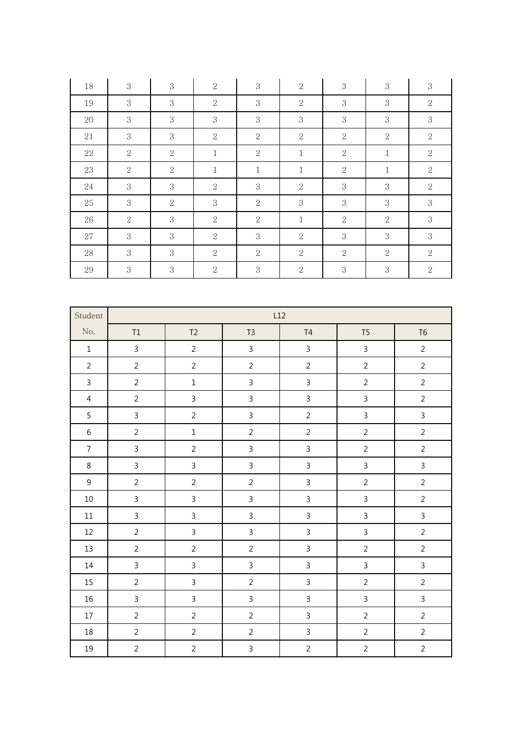| | | | | | | | | |
|---|---|---|---|---|---|---|---|---|
| 18 | 3 | 3 | 2 | 3 | 2 | 3 | 3 | 3 |
| 19 | 3 | 3 | 2 | 3 | 2 | 3 | 3 | 2 |
| 20 | 3 | 3 | 3 | 3 | 3 | 3 | 3 | 3 |
| 21 | 3 | 3 | 2 | 2 | 2 | 2 | 2 | 2 |
| 22 | 2 | 2 | 1 | 2 | 1 | 2 | 1 | 2 |
| 23 | 2 | 2 | 1 | 1 | 1 | 2 | 1 | 2 |
| 24 | 3 | 3 | 2 | 3 | 2 | 3 | 3 | 2 |
| 25 | 3 | 2 | 3 | 2 | 3 | 3 | 3 | 3 |
| 26 | 2 | 3 | 2 | 2 | 1 | 2 | 2 | 3 |
| 27 | 3 | 3 | 2 | 3 | 2 | 3 | 3 | 3 |
| 28 | 3 | 3 | 2 | 2 | 2 | 2 | 2 | 2 |
| 29 | 3 | 3 | 2 | 3 | 2 | 3 | 3 | 2 |

| Student No. | L12 | | | | | |
|---|---|---|---|---|---|---|
| | T1 | T2 | T3 | T4 | T5 | T6 |
| 1 | 3 | 2 | 3 | 3 | 3 | 2 |
| 2 | 2 | 2 | 2 | 2 | 2 | 2 |
| 3 | 2 | 1 | 3 | 3 | 2 | 2 |
| 4 | 2 | 3 | 3 | 3 | 3 | 2 |
| 5 | 3 | 2 | 3 | 2 | 3 | 3 |
| 6 | 2 | 1 | 2 | 2 | 2 | 2 |
| 7 | 3 | 2 | 3 | 3 | 2 | 2 |
| 8 | 3 | 3 | 3 | 3 | 3 | 3 |
| 9 | 2 | 2 | 2 | 3 | 2 | 2 |
| 10 | 3 | 3 | 3 | 3 | 3 | 2 |
| 11 | 3 | 3 | 3 | 3 | 3 | 3 |
| 12 | 2 | 3 | 3 | 3 | 3 | 2 |
| 13 | 2 | 2 | 2 | 3 | 2 | 2 |
| 14 | 3 | 3 | 3 | 3 | 3 | 3 |
| 15 | 2 | 3 | 2 | 3 | 2 | 2 |
| 16 | 3 | 3 | 3 | 3 | 3 | 3 |
| 17 | 2 | 2 | 2 | 3 | 2 | 2 |
| 18 | 2 | 2 | 2 | 3 | 2 | 2 |
| 19 | 2 | 2 | 3 | 2 | 2 | 2 |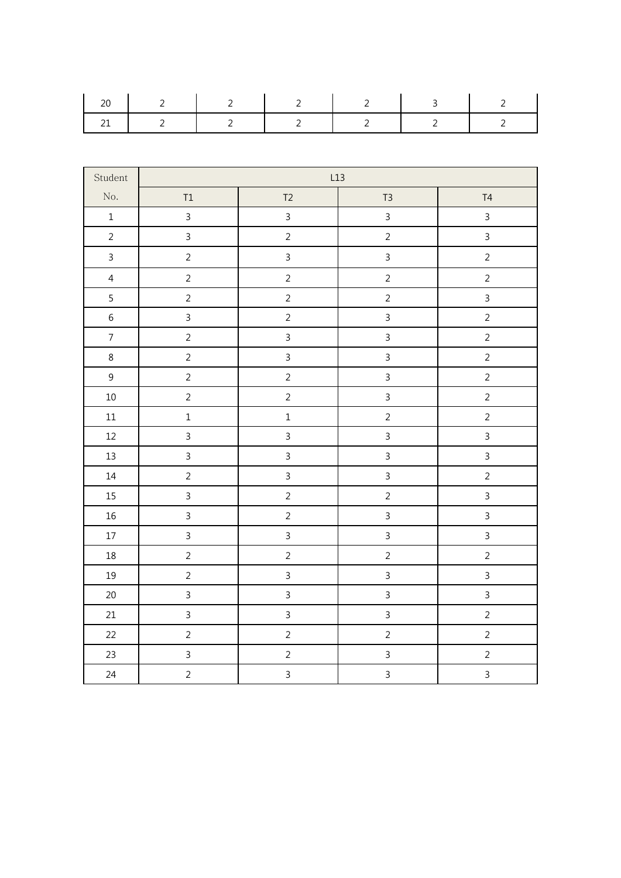| 20 | 2 | 2 | 2 | 2 | 3 | 2 |
|---|---|---|---|---|---|---|
| 21 | 2 | 2 | 2 | 2 | 2 | 2 |

| Student No. | L13 | | | |
|---|---|---|---|---|
| | T1 | T2 | T3 | T4 |
| 1 | 3 | 3 | 3 | 3 |
| 2 | 3 | 2 | 2 | 3 |
| 3 | 2 | 3 | 3 | 2 |
| 4 | 2 | 2 | 2 | 2 |
| 5 | 2 | 2 | 2 | 3 |
| 6 | 3 | 2 | 3 | 2 |
| 7 | 2 | 3 | 3 | 2 |
| 8 | 2 | 3 | 3 | 2 |
| 9 | 2 | 2 | 3 | 2 |
| 10 | 2 | 2 | 3 | 2 |
| 11 | 1 | 1 | 2 | 2 |
| 12 | 3 | 3 | 3 | 3 |
| 13 | 3 | 3 | 3 | 3 |
| 14 | 2 | 3 | 3 | 2 |
| 15 | 3 | 2 | 2 | 3 |
| 16 | 3 | 2 | 3 | 3 |
| 17 | 3 | 3 | 3 | 3 |
| 18 | 2 | 2 | 2 | 2 |
| 19 | 2 | 3 | 3 | 3 |
| 20 | 3 | 3 | 3 | 3 |
| 21 | 3 | 3 | 3 | 2 |
| 22 | 2 | 2 | 2 | 2 |
| 23 | 3 | 2 | 3 | 2 |
| 24 | 2 | 3 | 3 | 3 |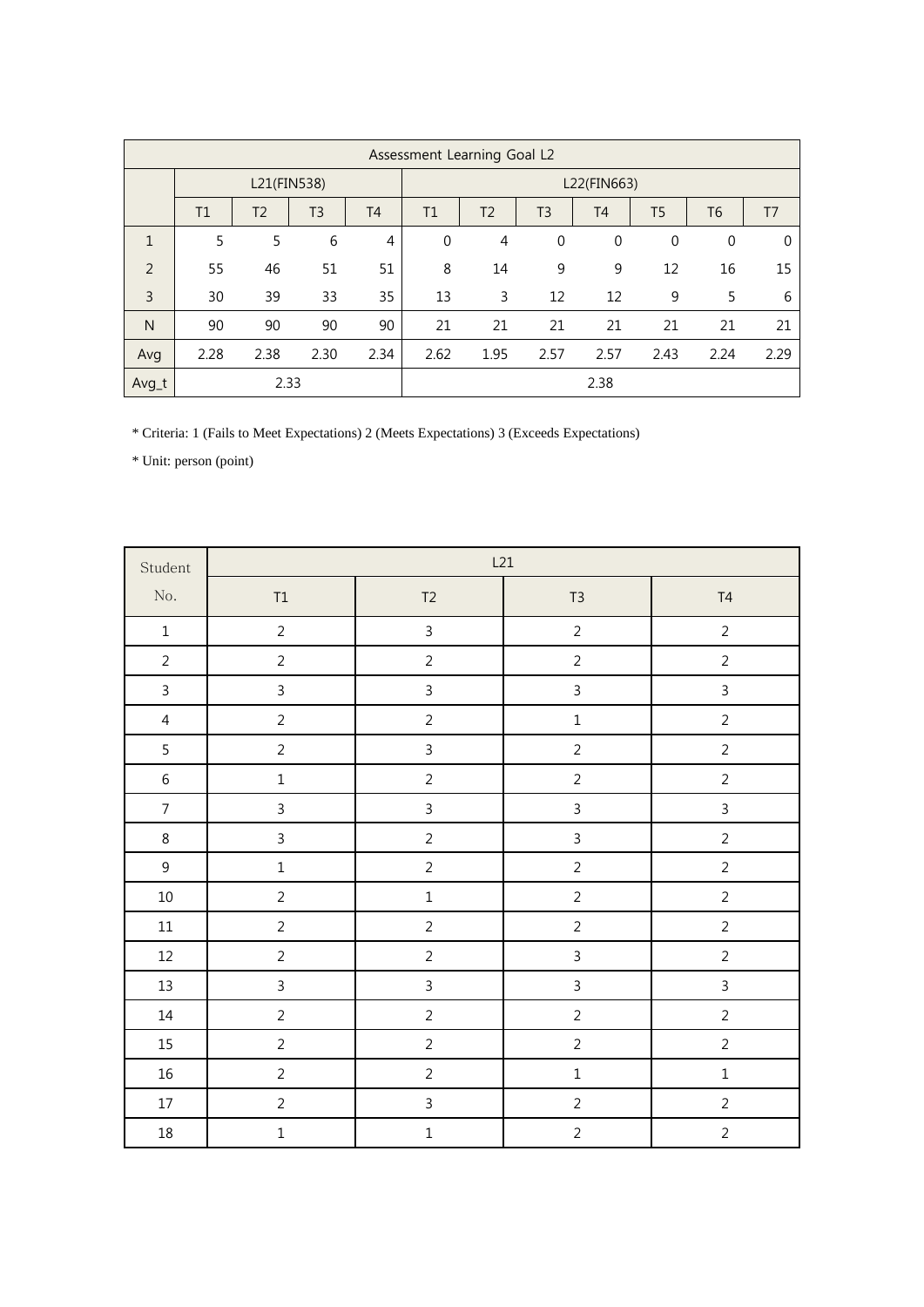| Assessment Learning Goal L2 | | | | | | | | | | | |
|---|---|---|---|---|---|---|---|---|---|---|---|
| | L21(FIN538) | | | | L22(FIN663) | | | | | | |
| | T1 | T2 | T3 | T4 | T1 | T2 | T3 | T4 | T5 | T6 | T7 |
| 1 | 5 | 5 | 6 | 4 | 0 | 4 | 0 | 0 | 0 | 0 | 0 |
| 2 | 55 | 46 | 51 | 51 | 8 | 14 | 9 | 9 | 12 | 16 | 15 |
| 3 | 30 | 39 | 33 | 35 | 13 | 3 | 12 | 12 | 9 | 5 | 6 |
| N | 90 | 90 | 90 | 90 | 21 | 21 | 21 | 21 | 21 | 21 | 21 |
| Avg | 2.28 | 2.38 | 2.30 | 2.34 | 2.62 | 1.95 | 2.57 | 2.57 | 2.43 | 2.24 | 2.29 |
| Avg_t | 2.33 | | | | 2.38 | | | | | | |

* Criteria: 1 (Fails to Meet Expectations) 2 (Meets Expectations) 3 (Exceeds Expectations)

* Unit: person (point)

| Student No. | L21 | | | |
|---|---|---|---|---|
| | T1 | T2 | T3 | T4 |
| 1 | 2 | 3 | 2 | 2 |
| 2 | 2 | 2 | 2 | 2 |
| 3 | 3 | 3 | 3 | 3 |
| 4 | 2 | 2 | 1 | 2 |
| 5 | 2 | 3 | 2 | 2 |
| 6 | 1 | 2 | 2 | 2 |
| 7 | 3 | 3 | 3 | 3 |
| 8 | 3 | 2 | 3 | 2 |
| 9 | 1 | 2 | 2 | 2 |
| 10 | 2 | 1 | 2 | 2 |
| 11 | 2 | 2 | 2 | 2 |
| 12 | 2 | 2 | 3 | 2 |
| 13 | 3 | 3 | 3 | 3 |
| 14 | 2 | 2 | 2 | 2 |
| 15 | 2 | 2 | 2 | 2 |
| 16 | 2 | 2 | 1 | 1 |
| 17 | 2 | 3 | 2 | 2 |
| 18 | 1 | 1 | 2 | 2 |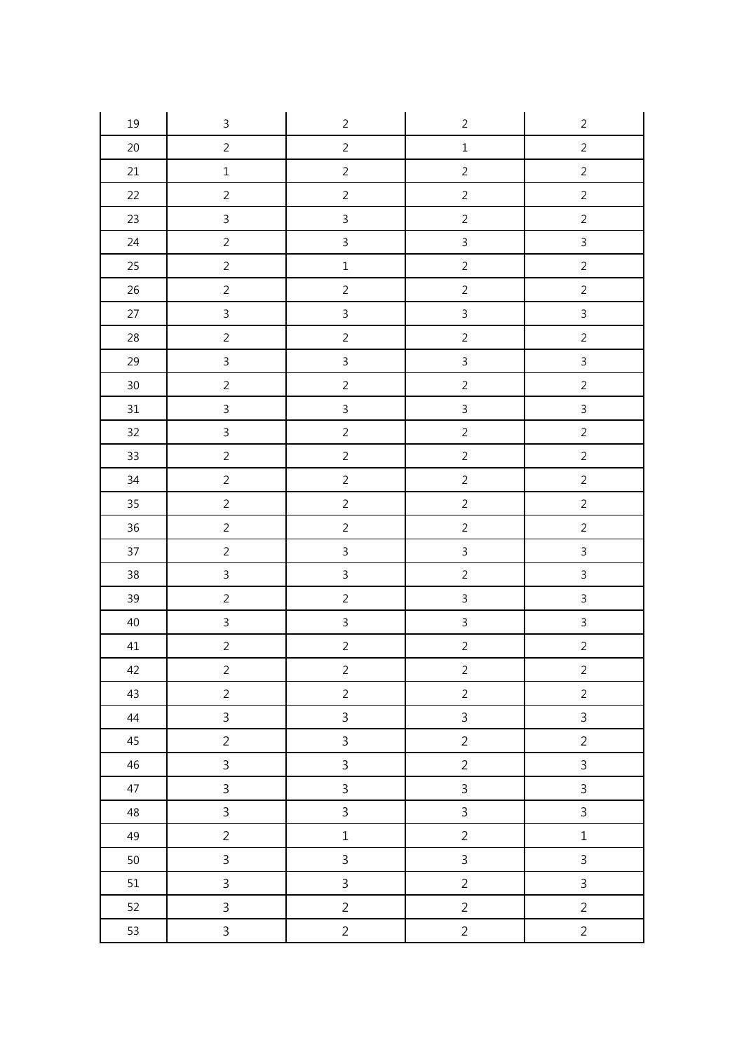| 19 | 3 | 2 | 2 | 2 |
|---|---|---|---|---|
| 20 | 2 | 2 | 1 | 2 |
| 21 | 1 | 2 | 2 | 2 |
| 22 | 2 | 2 | 2 | 2 |
| 23 | 3 | 3 | 2 | 2 |
| 24 | 2 | 3 | 3 | 3 |
| 25 | 2 | 1 | 2 | 2 |
| 26 | 2 | 2 | 2 | 2 |
| 27 | 3 | 3 | 3 | 3 |
| 28 | 2 | 2 | 2 | 2 |
| 29 | 3 | 3 | 3 | 3 |
| 30 | 2 | 2 | 2 | 2 |
| 31 | 3 | 3 | 3 | 3 |
| 32 | 3 | 2 | 2 | 2 |
| 33 | 2 | 2 | 2 | 2 |
| 34 | 2 | 2 | 2 | 2 |
| 35 | 2 | 2 | 2 | 2 |
| 36 | 2 | 2 | 2 | 2 |
| 37 | 2 | 3 | 3 | 3 |
| 38 | 3 | 3 | 2 | 3 |
| 39 | 2 | 2 | 3 | 3 |
| 40 | 3 | 3 | 3 | 3 |
| 41 | 2 | 2 | 2 | 2 |
| 42 | 2 | 2 | 2 | 2 |
| 43 | 2 | 2 | 2 | 2 |
| 44 | 3 | 3 | 3 | 3 |
| 45 | 2 | 3 | 2 | 2 |
| 46 | 3 | 3 | 2 | 3 |
| 47 | 3 | 3 | 3 | 3 |
| 48 | 3 | 3 | 3 | 3 |
| 49 | 2 | 1 | 2 | 1 |
| 50 | 3 | 3 | 3 | 3 |
| 51 | 3 | 3 | 2 | 3 |
| 52 | 3 | 2 | 2 | 2 |
| 53 | 3 | 2 | 2 | 2 |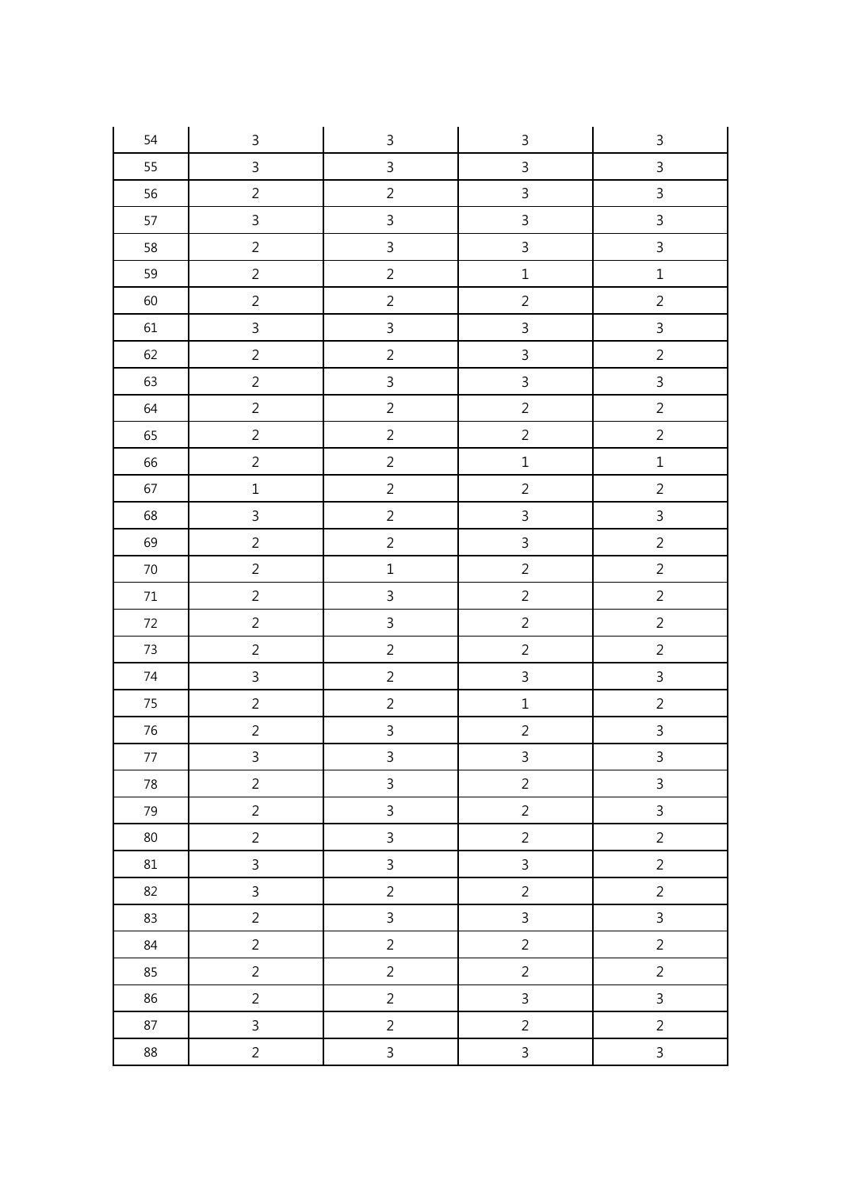| | | | | |
|---|---|---|---|---|
| 54 | 3 | 3 | 3 | 3 |
| 55 | 3 | 3 | 3 | 3 |
| 56 | 2 | 2 | 3 | 3 |
| 57 | 3 | 3 | 3 | 3 |
| 58 | 2 | 3 | 3 | 3 |
| 59 | 2 | 2 | 1 | 1 |
| 60 | 2 | 2 | 2 | 2 |
| 61 | 3 | 3 | 3 | 3 |
| 62 | 2 | 2 | 3 | 2 |
| 63 | 2 | 3 | 3 | 3 |
| 64 | 2 | 2 | 2 | 2 |
| 65 | 2 | 2 | 2 | 2 |
| 66 | 2 | 2 | 1 | 1 |
| 67 | 1 | 2 | 2 | 2 |
| 68 | 3 | 2 | 3 | 3 |
| 69 | 2 | 2 | 3 | 2 |
| 70 | 2 | 1 | 2 | 2 |
| 71 | 2 | 3 | 2 | 2 |
| 72 | 2 | 3 | 2 | 2 |
| 73 | 2 | 2 | 2 | 2 |
| 74 | 3 | 2 | 3 | 3 |
| 75 | 2 | 2 | 1 | 2 |
| 76 | 2 | 3 | 2 | 3 |
| 77 | 3 | 3 | 3 | 3 |
| 78 | 2 | 3 | 2 | 3 |
| 79 | 2 | 3 | 2 | 3 |
| 80 | 2 | 3 | 2 | 2 |
| 81 | 3 | 3 | 3 | 2 |
| 82 | 3 | 2 | 2 | 2 |
| 83 | 2 | 3 | 3 | 3 |
| 84 | 2 | 2 | 2 | 2 |
| 85 | 2 | 2 | 2 | 2 |
| 86 | 2 | 2 | 3 | 3 |
| 87 | 3 | 2 | 2 | 2 |
| 88 | 2 | 3 | 3 | 3 |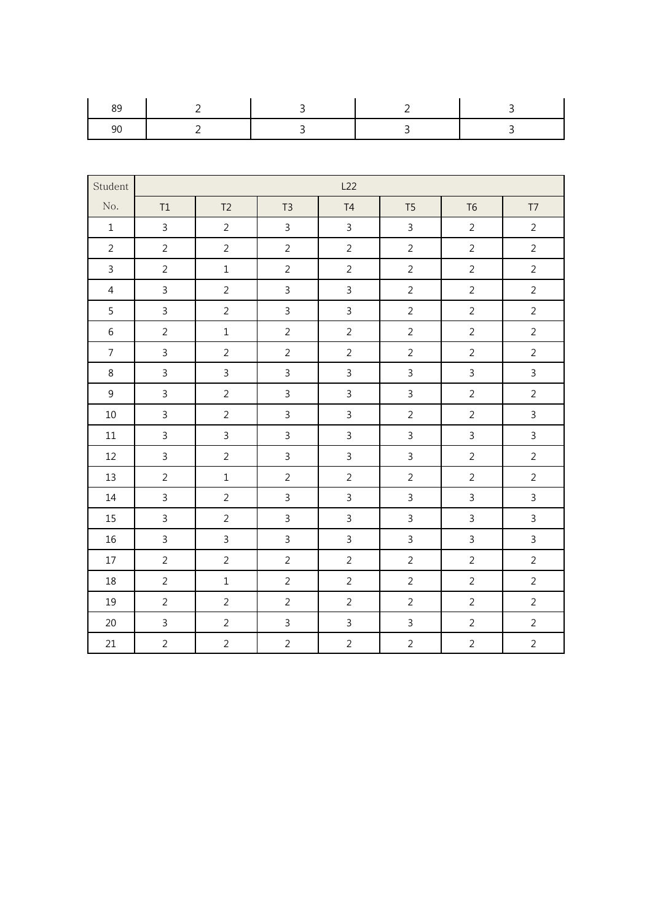| 89 | 2 | 3 | 2 | 3 |
|---|---|---|---|---|
| 90 | 2 | 3 | 3 | 3 |

| Student No. | L22 | | | | | | |
|---|---|---|---|---|---|---|---|
| | T1 | T2 | T3 | T4 | T5 | T6 | T7 |
| 1 | 3 | 2 | 3 | 3 | 3 | 2 | 2 |
| 2 | 2 | 2 | 2 | 2 | 2 | 2 | 2 |
| 3 | 2 | 1 | 2 | 2 | 2 | 2 | 2 |
| 4 | 3 | 2 | 3 | 3 | 2 | 2 | 2 |
| 5 | 3 | 2 | 3 | 3 | 2 | 2 | 2 |
| 6 | 2 | 1 | 2 | 2 | 2 | 2 | 2 |
| 7 | 3 | 2 | 2 | 2 | 2 | 2 | 2 |
| 8 | 3 | 3 | 3 | 3 | 3 | 3 | 3 |
| 9 | 3 | 2 | 3 | 3 | 3 | 2 | 2 |
| 10 | 3 | 2 | 3 | 3 | 2 | 2 | 3 |
| 11 | 3 | 3 | 3 | 3 | 3 | 3 | 3 |
| 12 | 3 | 2 | 3 | 3 | 3 | 2 | 2 |
| 13 | 2 | 1 | 2 | 2 | 2 | 2 | 2 |
| 14 | 3 | 2 | 3 | 3 | 3 | 3 | 3 |
| 15 | 3 | 2 | 3 | 3 | 3 | 3 | 3 |
| 16 | 3 | 3 | 3 | 3 | 3 | 3 | 3 |
| 17 | 2 | 2 | 2 | 2 | 2 | 2 | 2 |
| 18 | 2 | 1 | 2 | 2 | 2 | 2 | 2 |
| 19 | 2 | 2 | 2 | 2 | 2 | 2 | 2 |
| 20 | 3 | 2 | 3 | 3 | 3 | 2 | 2 |
| 21 | 2 | 2 | 2 | 2 | 2 | 2 | 2 |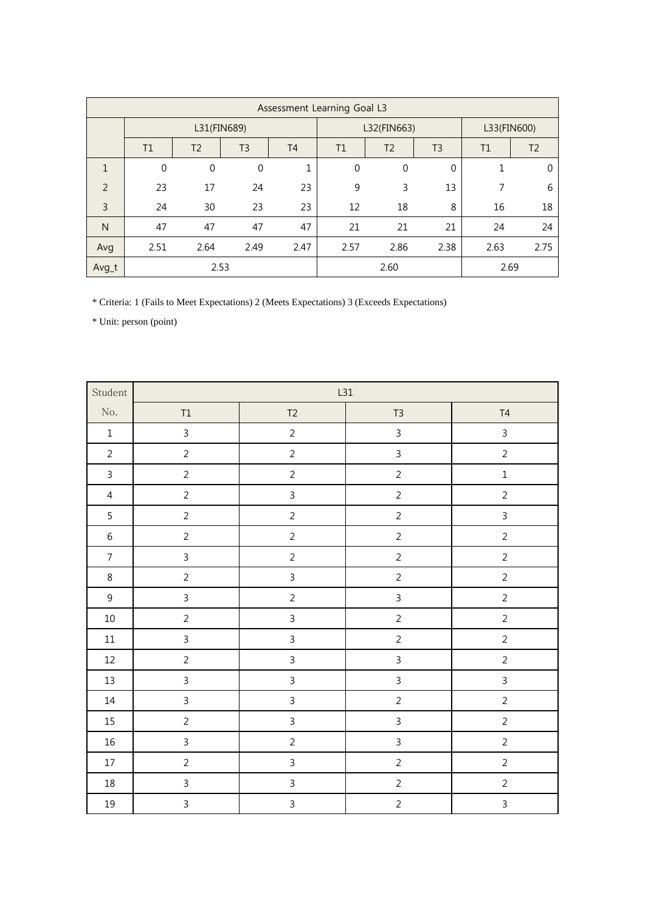| Assessment Learning Goal L3 | | | | | | | | | |
|---|---|---|---|---|---|---|---|---|---|
| | L31(FIN689) | | | | L32(FIN663) | | | L33(FIN600) | |
| | T1 | T2 | T3 | T4 | T1 | T2 | T3 | T1 | T2 |
| 1 | 0 | 0 | 0 | 1 | 0 | 0 | 0 | 1 | 0 |
| 2 | 23 | 17 | 24 | 23 | 9 | 3 | 13 | 7 | 6 |
| 3 | 24 | 30 | 23 | 23 | 12 | 18 | 8 | 16 | 18 |
| N | 47 | 47 | 47 | 47 | 21 | 21 | 21 | 24 | 24 |
| Avg | 2.51 | 2.64 | 2.49 | 2.47 | 2.57 | 2.86 | 2.38 | 2.63 | 2.75 |
| Avg_t | 2.53 | | | | 2.60 | | | 2.69 | |

* Criteria: 1 (Fails to Meet Expectations) 2 (Meets Expectations) 3 (Exceeds Expectations)

* Unit: person (point)

| Student No. | L31 | | | |
|---|---|---|---|---|
| | T1 | T2 | T3 | T4 |
| 1 | 3 | 2 | 3 | 3 |
| 2 | 2 | 2 | 3 | 2 |
| 3 | 2 | 2 | 2 | 1 |
| 4 | 2 | 3 | 2 | 2 |
| 5 | 2 | 2 | 2 | 3 |
| 6 | 2 | 2 | 2 | 2 |
| 7 | 3 | 2 | 2 | 2 |
| 8 | 2 | 3 | 2 | 2 |
| 9 | 3 | 2 | 3 | 2 |
| 10 | 2 | 3 | 2 | 2 |
| 11 | 3 | 3 | 2 | 2 |
| 12 | 2 | 3 | 3 | 2 |
| 13 | 3 | 3 | 3 | 3 |
| 14 | 3 | 3 | 2 | 2 |
| 15 | 2 | 3 | 3 | 2 |
| 16 | 3 | 2 | 3 | 2 |
| 17 | 2 | 3 | 2 | 2 |
| 18 | 3 | 3 | 2 | 2 |
| 19 | 3 | 3 | 2 | 3 |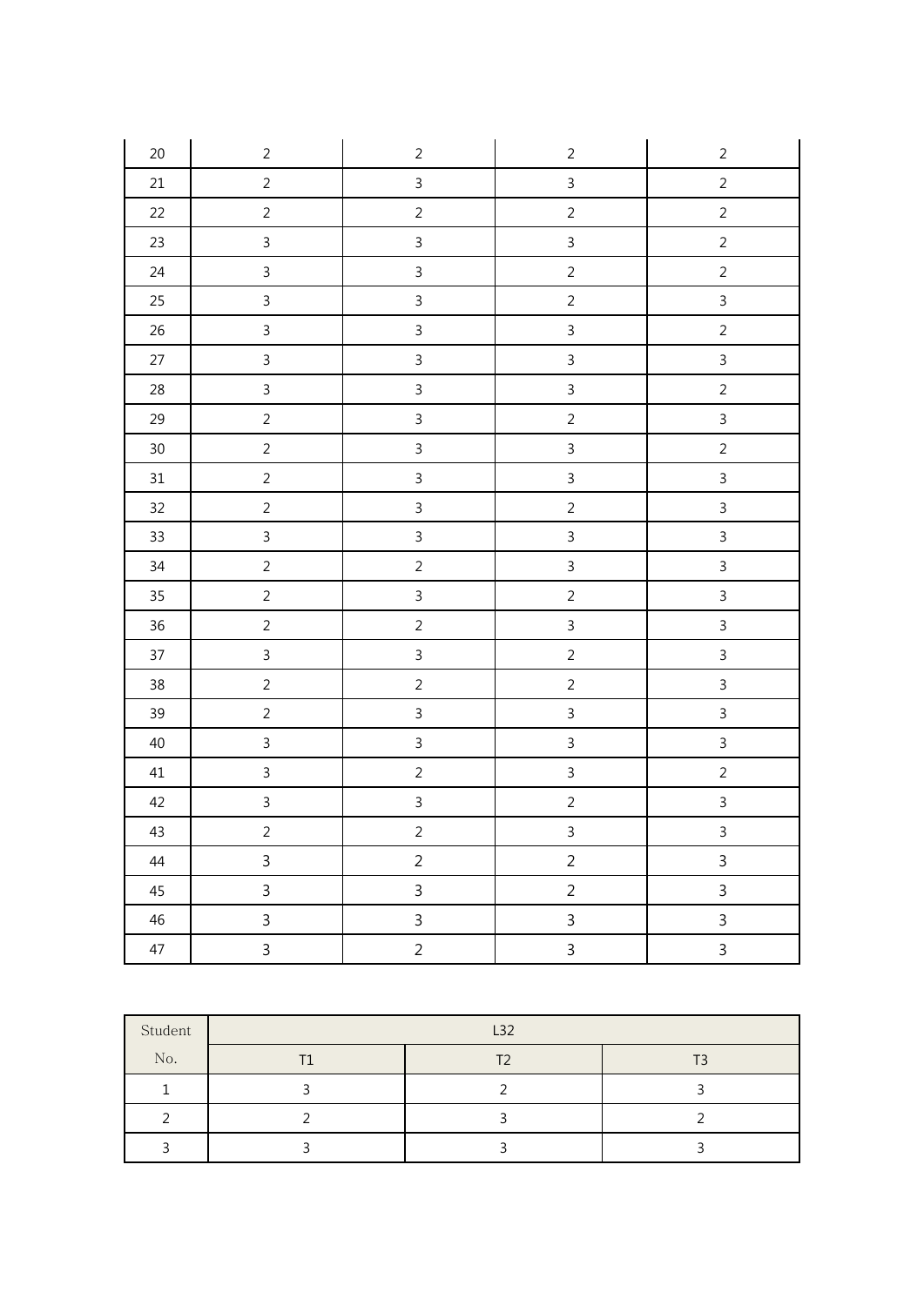| | | | | |
|---|---|---|---|---|
| 20 | 2 | 2 | 2 | 2 |
| 21 | 2 | 3 | 3 | 2 |
| 22 | 2 | 2 | 2 | 2 |
| 23 | 3 | 3 | 3 | 2 |
| 24 | 3 | 3 | 2 | 2 |
| 25 | 3 | 3 | 2 | 3 |
| 26 | 3 | 3 | 3 | 2 |
| 27 | 3 | 3 | 3 | 3 |
| 28 | 3 | 3 | 3 | 2 |
| 29 | 2 | 3 | 2 | 3 |
| 30 | 2 | 3 | 3 | 2 |
| 31 | 2 | 3 | 3 | 3 |
| 32 | 2 | 3 | 2 | 3 |
| 33 | 3 | 3 | 3 | 3 |
| 34 | 2 | 2 | 3 | 3 |
| 35 | 2 | 3 | 2 | 3 |
| 36 | 2 | 2 | 3 | 3 |
| 37 | 3 | 3 | 2 | 3 |
| 38 | 2 | 2 | 2 | 3 |
| 39 | 2 | 3 | 3 | 3 |
| 40 | 3 | 3 | 3 | 3 |
| 41 | 3 | 2 | 3 | 2 |
| 42 | 3 | 3 | 2 | 3 |
| 43 | 2 | 2 | 3 | 3 |
| 44 | 3 | 2 | 2 | 3 |
| 45 | 3 | 3 | 2 | 3 |
| 46 | 3 | 3 | 3 | 3 |
| 47 | 3 | 2 | 3 | 3 |

| Student No. | L32 | | |
|---|---|---|---|
| | T1 | T2 | T3 |
| 1 | 3 | 2 | 3 |
| 2 | 2 | 3 | 2 |
| 3 | 3 | 3 | 3 |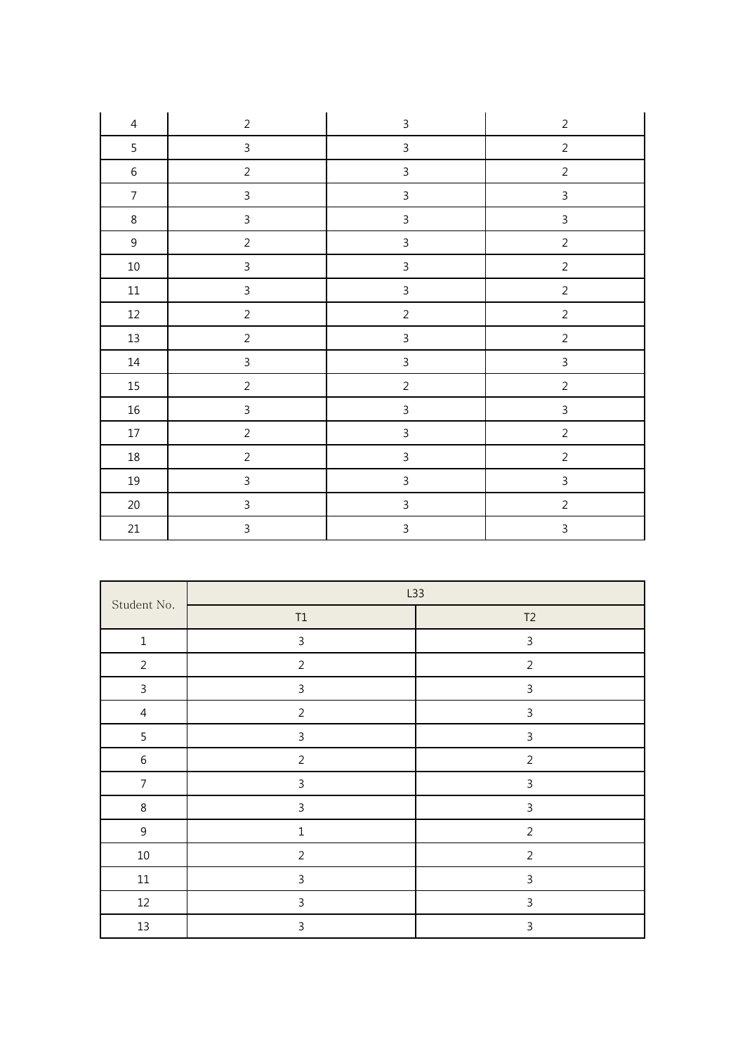| | | | |
|---|---|---|---|
| 4 | 2 | 3 | 2 |
| 5 | 3 | 3 | 2 |
| 6 | 2 | 3 | 2 |
| 7 | 3 | 3 | 3 |
| 8 | 3 | 3 | 3 |
| 9 | 2 | 3 | 2 |
| 10 | 3 | 3 | 2 |
| 11 | 3 | 3 | 2 |
| 12 | 2 | 2 | 2 |
| 13 | 2 | 3 | 2 |
| 14 | 3 | 3 | 3 |
| 15 | 2 | 2 | 2 |
| 16 | 3 | 3 | 3 |
| 17 | 2 | 3 | 2 |
| 18 | 2 | 3 | 2 |
| 19 | 3 | 3 | 3 |
| 20 | 3 | 3 | 2 |
| 21 | 3 | 3 | 3 |

| Student No. | L33 | |
|---|---|---|
| | T1 | T2 |
| 1 | 3 | 3 |
| 2 | 2 | 2 |
| 3 | 3 | 3 |
| 4 | 2 | 3 |
| 5 | 3 | 3 |
| 6 | 2 | 2 |
| 7 | 3 | 3 |
| 8 | 3 | 3 |
| 9 | 1 | 2 |
| 10 | 2 | 2 |
| 11 | 3 | 3 |
| 12 | 3 | 3 |
| 13 | 3 | 3 |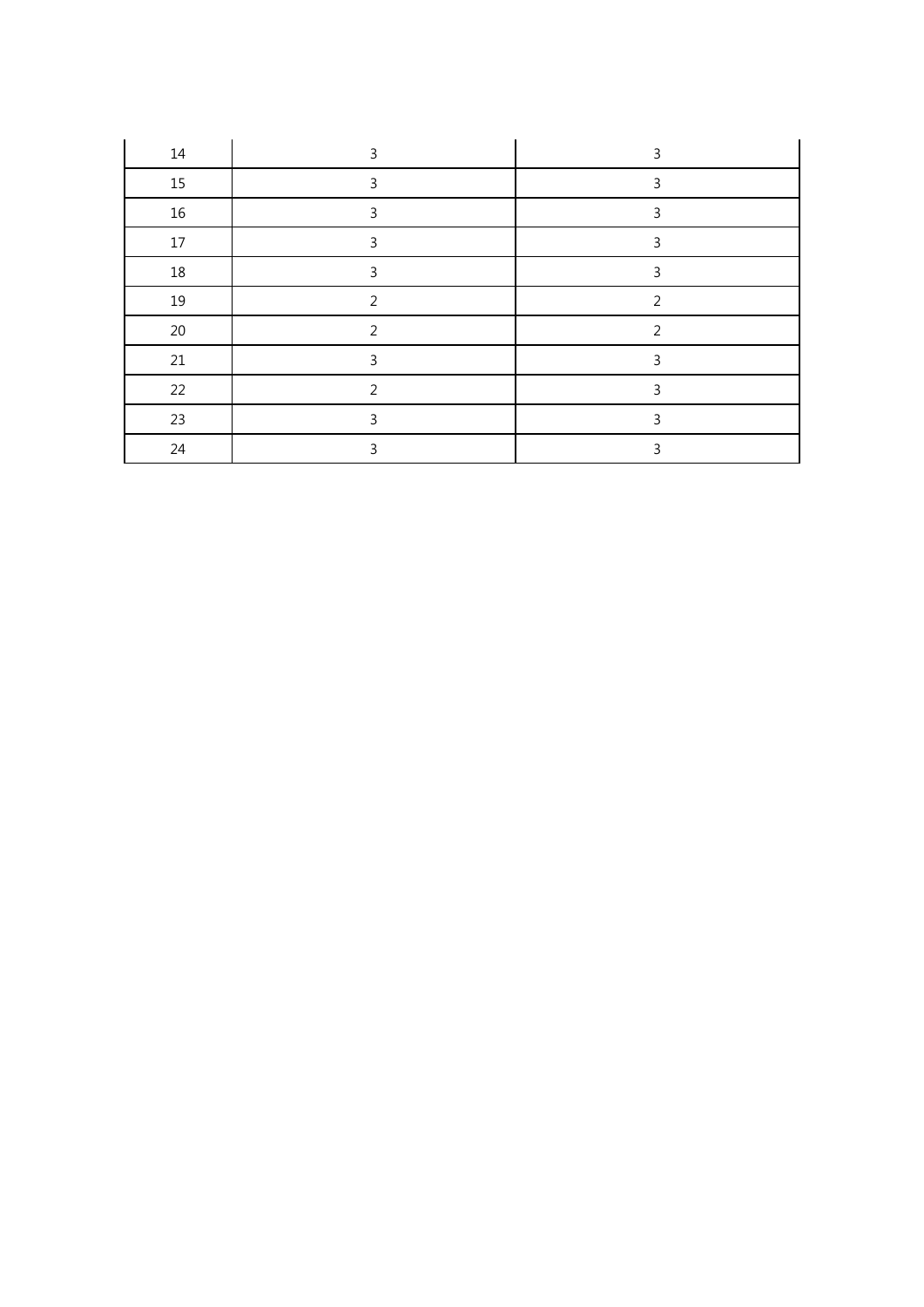| | | |
|---|---|---|
| 14 | 3 | 3 |
| 15 | 3 | 3 |
| 16 | 3 | 3 |
| 17 | 3 | 3 |
| 18 | 3 | 3 |
| 19 | 2 | 2 |
| 20 | 2 | 2 |
| 21 | 3 | 3 |
| 22 | 2 | 3 |
| 23 | 3 | 3 |
| 24 | 3 | 3 |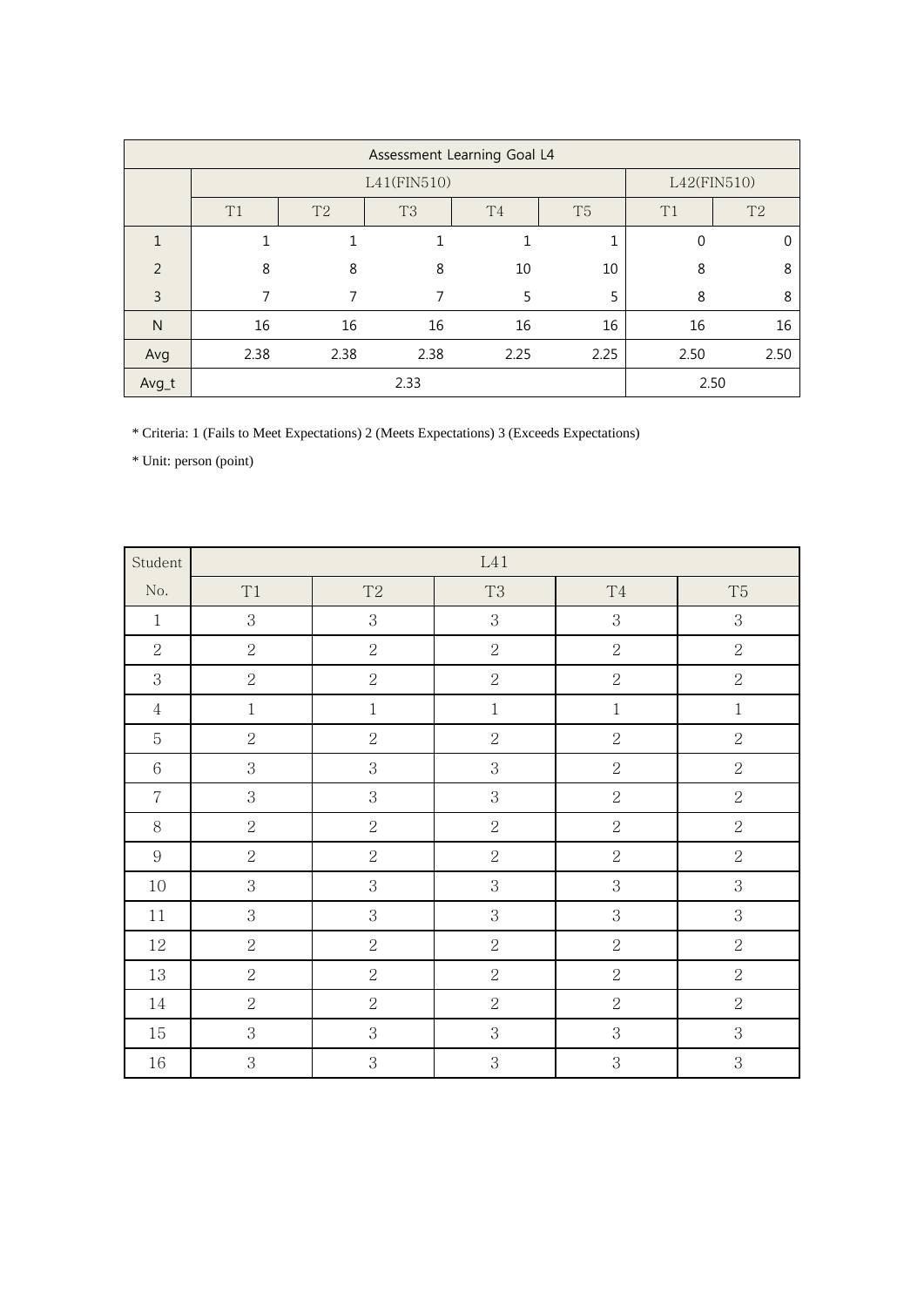| Assessment Learning Goal L4 | | | | | | | |
|---|---|---|---|---|---|---|---|
| | L41(FIN510) | | | | | L42(FIN510) | |
| | T1 | T2 | T3 | T4 | T5 | T1 | T2 |
| 1 | 1 | 1 | 1 | 1 | 1 | 0 | 0 |
| 2 | 8 | 8 | 8 | 10 | 10 | 8 | 8 |
| 3 | 7 | 7 | 7 | 5 | 5 | 8 | 8 |
| N | 16 | 16 | 16 | 16 | 16 | 16 | 16 |
| Avg | 2.38 | 2.38 | 2.38 | 2.25 | 2.25 | 2.50 | 2.50 |
| Avg_t | 2.33 | | | | | 2.50 | |

* Criteria: 1 (Fails to Meet Expectations) 2 (Meets Expectations) 3 (Exceeds Expectations)

* Unit: person (point)

| Student No. | L41 | | | | |
|---|---|---|---|---|---|
| | T1 | T2 | T3 | T4 | T5 |
| 1 | 3 | 3 | 3 | 3 | 3 |
| 2 | 2 | 2 | 2 | 2 | 2 |
| 3 | 2 | 2 | 2 | 2 | 2 |
| 4 | 1 | 1 | 1 | 1 | 1 |
| 5 | 2 | 2 | 2 | 2 | 2 |
| 6 | 3 | 3 | 3 | 2 | 2 |
| 7 | 3 | 3 | 3 | 2 | 2 |
| 8 | 2 | 2 | 2 | 2 | 2 |
| 9 | 2 | 2 | 2 | 2 | 2 |
| 10 | 3 | 3 | 3 | 3 | 3 |
| 11 | 3 | 3 | 3 | 3 | 3 |
| 12 | 2 | 2 | 2 | 2 | 2 |
| 13 | 2 | 2 | 2 | 2 | 2 |
| 14 | 2 | 2 | 2 | 2 | 2 |
| 15 | 3 | 3 | 3 | 3 | 3 |
| 16 | 3 | 3 | 3 | 3 | 3 |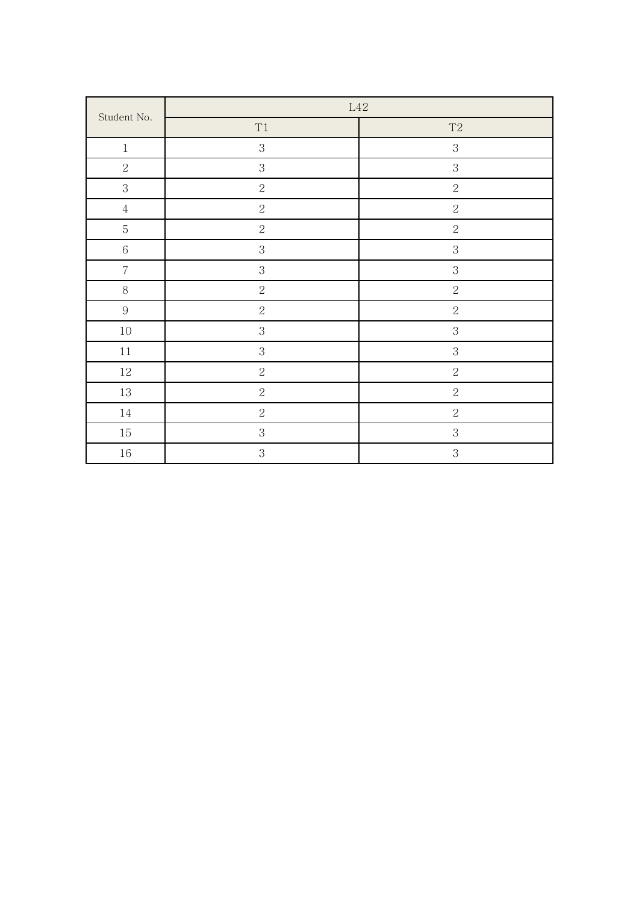| Student No. | L42 | |
|---|---|---|
| | T1 | T2 |
| 1 | 3 | 3 |
| 2 | 3 | 3 |
| 3 | 2 | 2 |
| 4 | 2 | 2 |
| 5 | 2 | 2 |
| 6 | 3 | 3 |
| 7 | 3 | 3 |
| 8 | 2 | 2 |
| 9 | 2 | 2 |
| 10 | 3 | 3 |
| 11 | 3 | 3 |
| 12 | 2 | 2 |
| 13 | 2 | 2 |
| 14 | 2 | 2 |
| 15 | 3 | 3 |
| 16 | 3 | 3 |